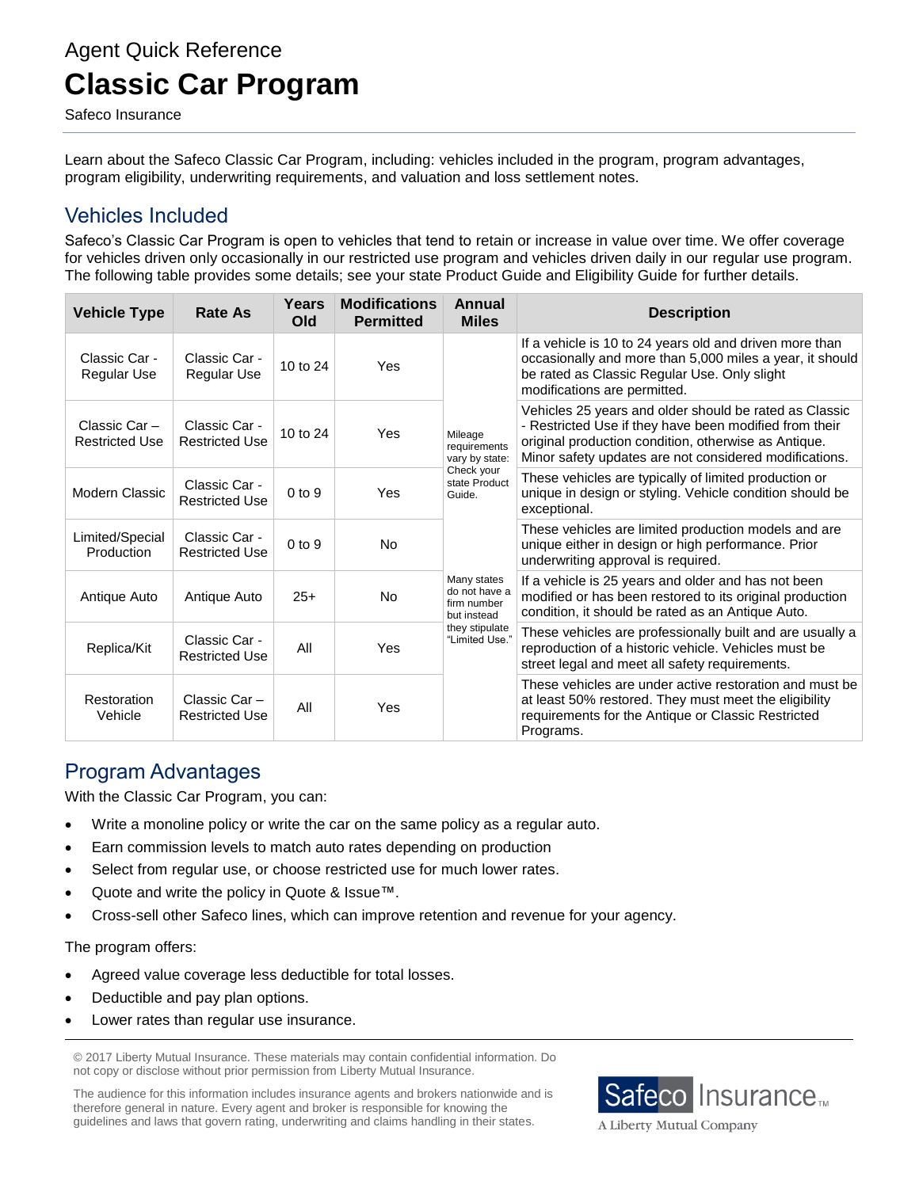Agent Quick Reference

# Classic Car Program

Safeco Insurance

Learn about the Safeco Classic Car Program, including: vehicles included in the program, program advantages, program eligibility, underwriting requirements, and valuation and loss settlement notes.

## Vehicles Included

Safeco's Classic Car Program is open to vehicles that tend to retain or increase in value over time. We offer coverage for vehicles driven only occasionally in our restricted use program and vehicles driven daily in our regular use program. The following table provides some details; see your state Product Guide and Eligibility Guide for further details.

| Vehicle Type | Rate As | Years Old | Modifications Permitted | Annual Miles | Description |
|---|---|---|---|---|---|
| Classic Car - Regular Use | Classic Car - Regular Use | 10 to 24 | Yes | Mileage requirements vary by state: Check your state Product Guide. Many states do not have a firm number but instead they stipulate "Limited Use." | If a vehicle is 10 to 24 years old and driven more than occasionally and more than 5,000 miles a year, it should be rated as Classic Regular Use. Only slight modifications are permitted. |
| Classic Car – Restricted Use | Classic Car - Restricted Use | 10 to 24 | Yes | | Vehicles 25 years and older should be rated as Classic - Restricted Use if they have been modified from their original production condition, otherwise as Antique. Minor safety updates are not considered modifications. |
| Modern Classic | Classic Car - Restricted Use | 0 to 9 | Yes | | These vehicles are typically of limited production or unique in design or styling. Vehicle condition should be exceptional. |
| Limited/Special Production | Classic Car - Restricted Use | 0 to 9 | No | | These vehicles are limited production models and are unique either in design or high performance. Prior underwriting approval is required. |
| Antique Auto | Antique Auto | 25+ | No | | If a vehicle is 25 years and older and has not been modified or has been restored to its original production condition, it should be rated as an Antique Auto. |
| Replica/Kit | Classic Car - Restricted Use | All | Yes | | These vehicles are professionally built and are usually a reproduction of a historic vehicle. Vehicles must be street legal and meet all safety requirements. |
| Restoration Vehicle | Classic Car – Restricted Use | All | Yes | | These vehicles are under active restoration and must be at least 50% restored. They must meet the eligibility requirements for the Antique or Classic Restricted Programs. |

## Program Advantages

With the Classic Car Program, you can:

- Write a monoline policy or write the car on the same policy as a regular auto.
- Earn commission levels to match auto rates depending on production
- Select from regular use, or choose restricted use for much lower rates.
- Quote and write the policy in Quote & Issue™.
- Cross-sell other Safeco lines, which can improve retention and revenue for your agency.

The program offers:

- Agreed value coverage less deductible for total losses.
- Deductible and pay plan options.
- Lower rates than regular use insurance.

© 2017 Liberty Mutual Insurance. These materials may contain confidential information. Do not copy or disclose without prior permission from Liberty Mutual Insurance.

The audience for this information includes insurance agents and brokers nationwide and is therefore general in nature. Every agent and broker is responsible for knowing the guidelines and laws that govern rating, underwriting and claims handling in their states.

Safeco Insurance™
A Liberty Mutual Company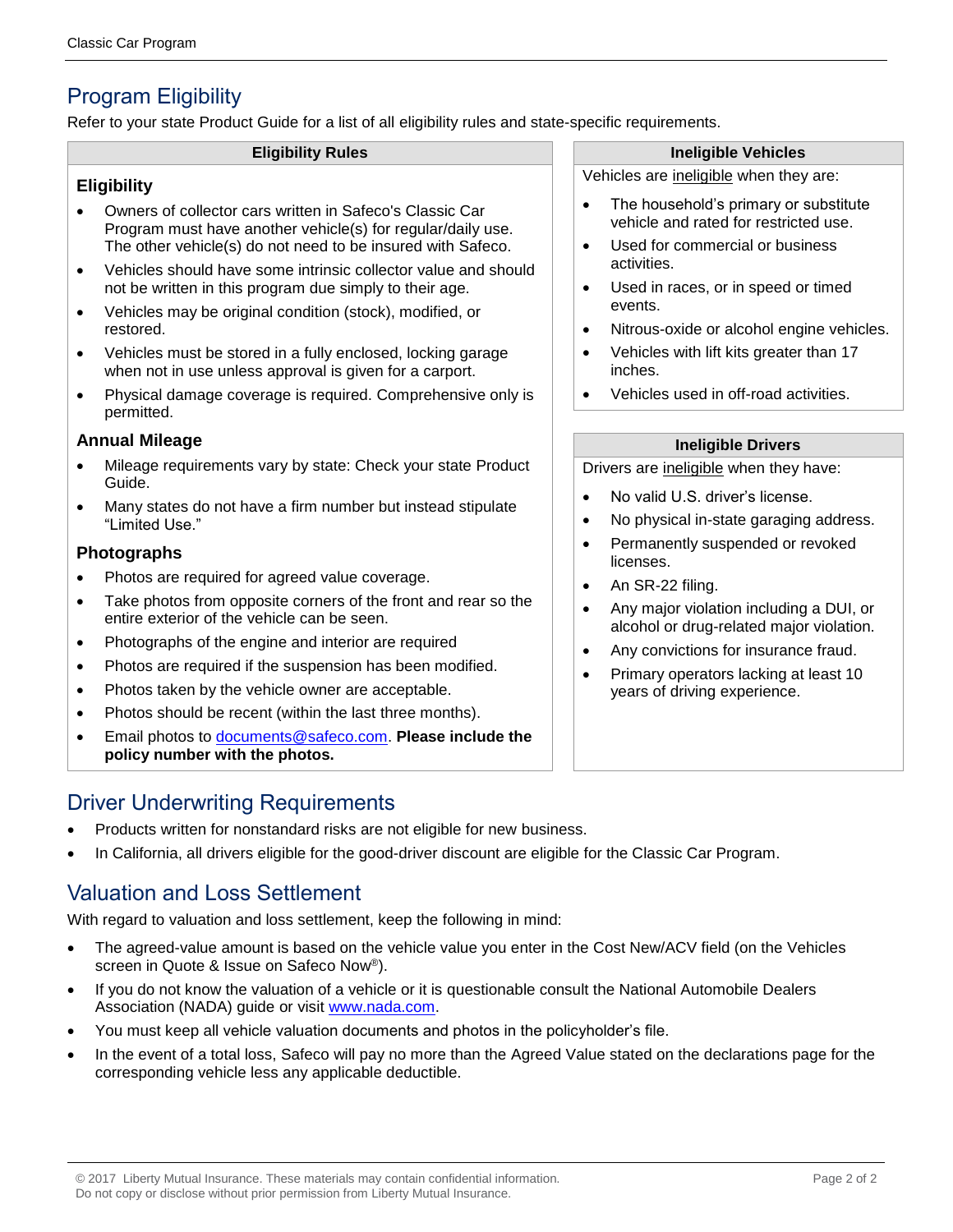## Program Eligibility

Refer to your state Product Guide for a list of all eligibility rules and state-specific requirements.

### Eligibility Rules

#### Eligibility

- Owners of collector cars written in Safeco's Classic Car Program must have another vehicle(s) for regular/daily use. The other vehicle(s) do not need to be insured with Safeco.
- Vehicles should have some intrinsic collector value and should not be written in this program due simply to their age.
- Vehicles may be original condition (stock), modified, or restored.
- Vehicles must be stored in a fully enclosed, locking garage when not in use unless approval is given for a carport.
- Physical damage coverage is required. Comprehensive only is permitted.

#### Annual Mileage

- Mileage requirements vary by state: Check your state Product Guide.
- Many states do not have a firm number but instead stipulate "Limited Use."

#### Photographs

- Photos are required for agreed value coverage.
- Take photos from opposite corners of the front and rear so the entire exterior of the vehicle can be seen.
- Photographs of the engine and interior are required
- Photos are required if the suspension has been modified.
- Photos taken by the vehicle owner are acceptable.
- Photos should be recent (within the last three months).
- Email photos to documents@safeco.com. **Please include the policy number with the photos.**

### Ineligible Vehicles

Vehicles are ineligible when they are:

- The household's primary or substitute vehicle and rated for restricted use.
- Used for commercial or business activities.
- Used in races, or in speed or timed events.
- Nitrous-oxide or alcohol engine vehicles.
- Vehicles with lift kits greater than 17 inches.
- Vehicles used in off-road activities.

### Ineligible Drivers

Drivers are ineligible when they have:

- No valid U.S. driver's license.
- No physical in-state garaging address.
- Permanently suspended or revoked licenses.
- An SR-22 filing.
- Any major violation including a DUI, or alcohol or drug-related major violation.
- Any convictions for insurance fraud.
- Primary operators lacking at least 10 years of driving experience.

## Driver Underwriting Requirements

- Products written for nonstandard risks are not eligible for new business.
- In California, all drivers eligible for the good-driver discount are eligible for the Classic Car Program.

## Valuation and Loss Settlement

With regard to valuation and loss settlement, keep the following in mind:

- The agreed-value amount is based on the vehicle value you enter in the Cost New/ACV field (on the Vehicles screen in Quote & Issue on Safeco Now®).
- If you do not know the valuation of a vehicle or it is questionable consult the National Automobile Dealers Association (NADA) guide or visit www.nada.com.
- You must keep all vehicle valuation documents and photos in the policyholder's file.
- In the event of a total loss, Safeco will pay no more than the Agreed Value stated on the declarations page for the corresponding vehicle less any applicable deductible.